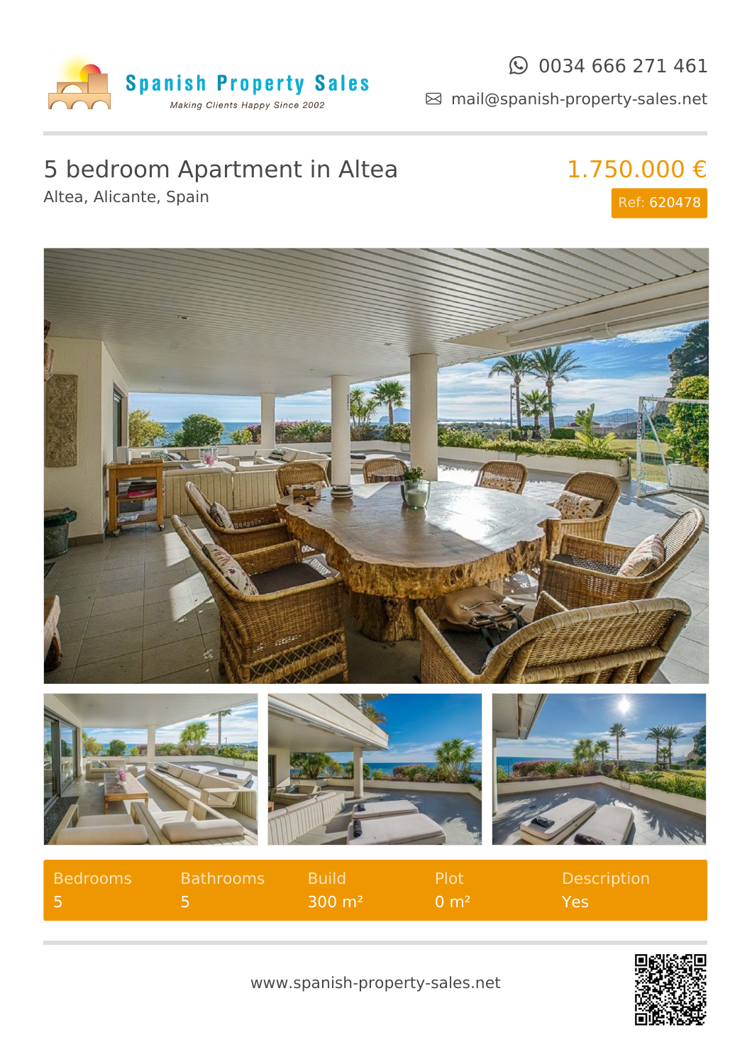Spanish Property Sales

*Making Clients Happy Since 2002*

0034 666 271 461

mail@spanish-property-sales.net

# 5 bedroom Apartment in Altea

Altea, Alicante, Spain

**1.750.000 €**

Ref: 620478

| Bedrooms | Bathrooms | Build | Plot | Description |
|---|---|---|---|---|
| 5 | 5 | 300 m² | 0 m² | Yes |

www.spanish-property-sales.net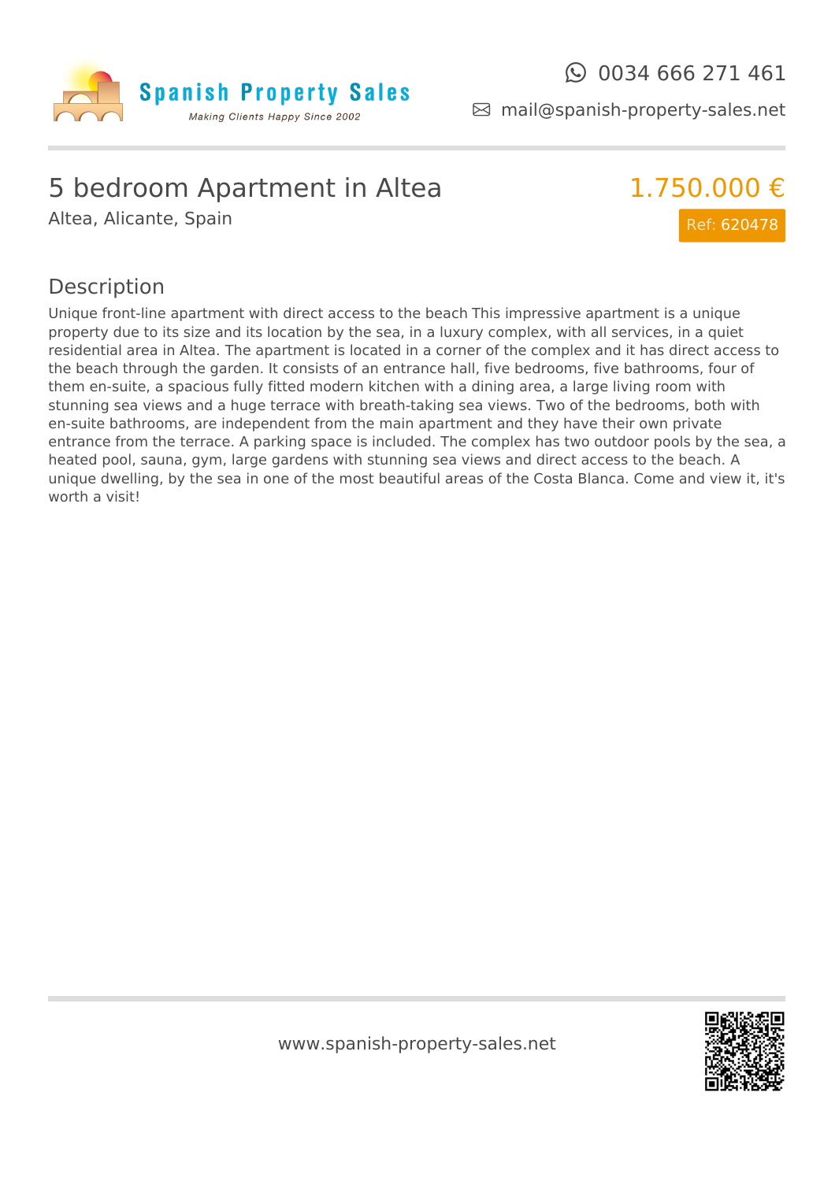Spanish Property Sales

*Making Clients Happy Since 2002*

0034 666 271 461

mail@spanish-property-sales.net

# 5 bedroom Apartment in Altea

Altea, Alicante, Spain

**1.750.000 €**

Ref: 620478

## Description

Unique front-line apartment with direct access to the beach This impressive apartment is a unique property due to its size and its location by the sea, in a luxury complex, with all services, in a quiet residential area in Altea. The apartment is located in a corner of the complex and it has direct access to the beach through the garden. It consists of an entrance hall, five bedrooms, five bathrooms, four of them en-suite, a spacious fully fitted modern kitchen with a dining area, a large living room with stunning sea views and a huge terrace with breath-taking sea views. Two of the bedrooms, both with en-suite bathrooms, are independent from the main apartment and they have their own private entrance from the terrace. A parking space is included. The complex has two outdoor pools by the sea, a heated pool, sauna, gym, large gardens with stunning sea views and direct access to the beach. A unique dwelling, by the sea in one of the most beautiful areas of the Costa Blanca. Come and view it, it's worth a visit!

www.spanish-property-sales.net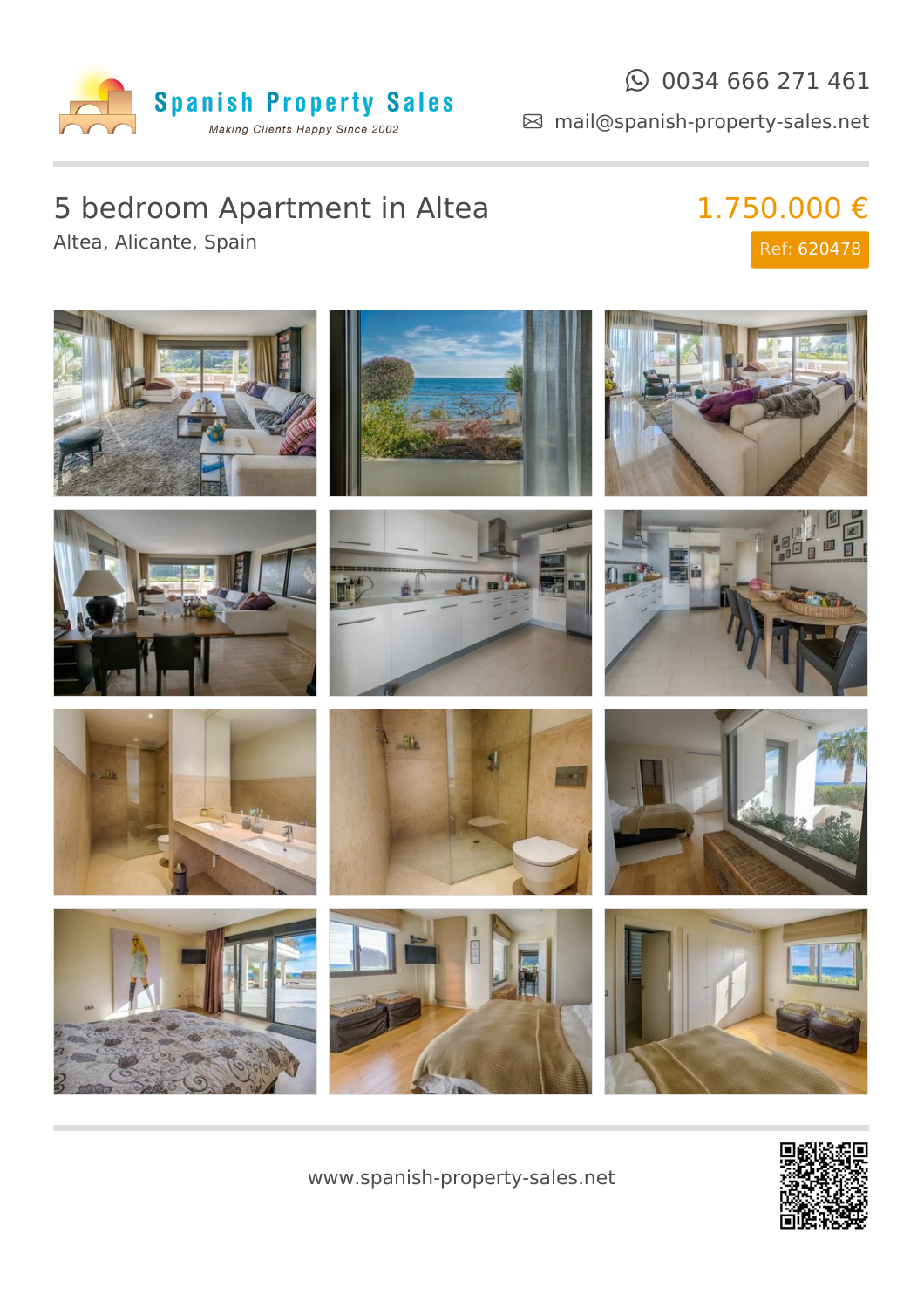Spanish Property Sales

*Making Clients Happy Since 2002*

0034 666 271 461

mail@spanish-property-sales.net

# 5 bedroom Apartment in Altea

Altea, Alicante, Spain

1.750.000 €

Ref: 620478

www.spanish-property-sales.net